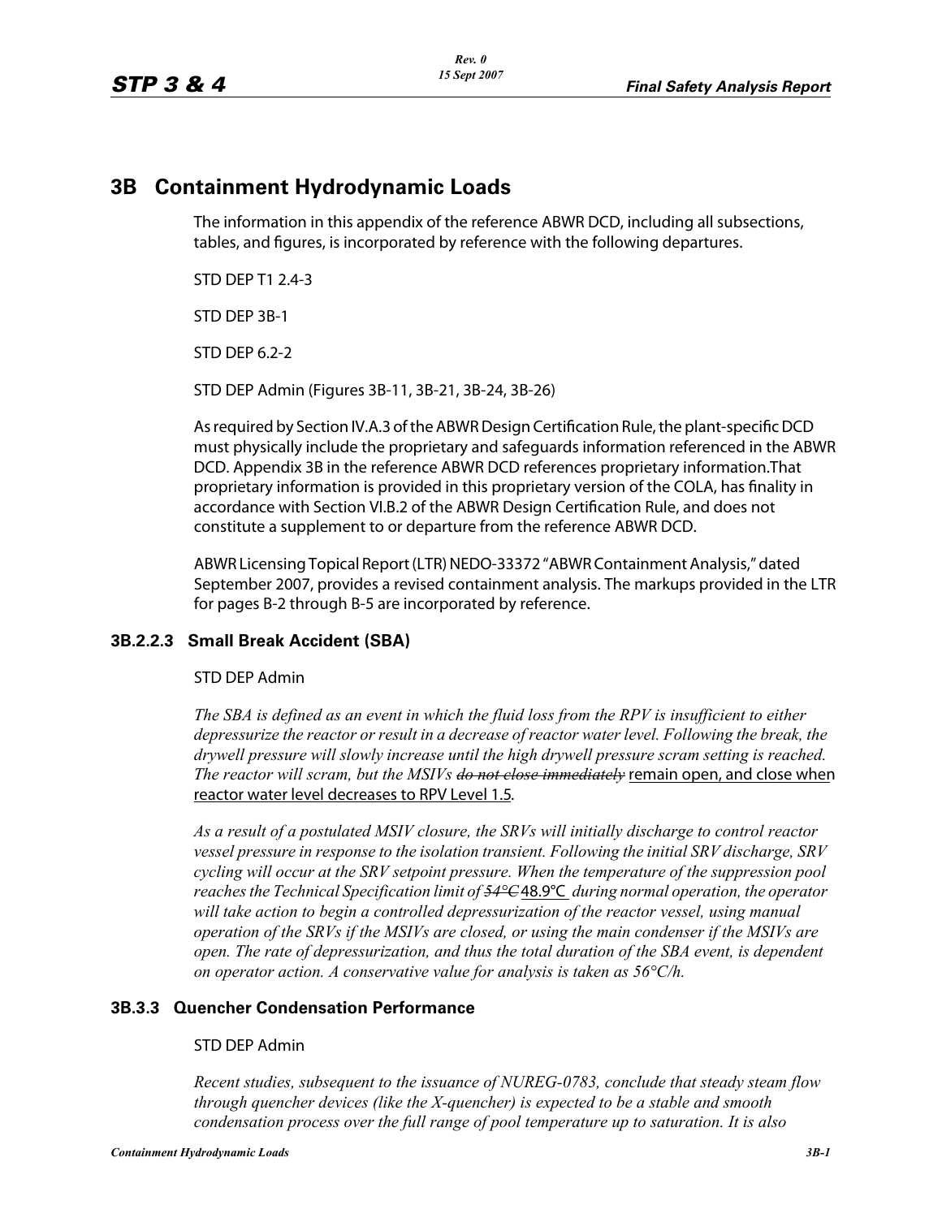# 3B Containment Hydrodynamic Loads

The information in this appendix of the reference ABWR DCD, including all subsections, tables, and figures, is incorporated by reference with the following departures.

STD DEP T1 2.4-3

STD DEP 3B-1

STD DEP 6.2-2

STD DEP Admin (Figures 3B-11, 3B-21, 3B-24, 3B-26)

As required by Section IV.A.3 of the ABWR Design Certification Rule, the plant-specific DCD must physically include the proprietary and safeguards information referenced in the ABWR DCD. Appendix 3B in the reference ABWR DCD references proprietary information.That proprietary information is provided in this proprietary version of the COLA, has finality in accordance with Section VI.B.2 of the ABWR Design Certification Rule, and does not constitute a supplement to or departure from the reference ABWR DCD.

ABWR Licensing Topical Report (LTR) NEDO-33372 "ABWR Containment Analysis," dated September 2007, provides a revised containment analysis. The markups provided in the LTR for pages B-2 through B-5 are incorporated by reference.

### 3B.2.2.3 Small Break Accident (SBA)

STD DEP Admin

*The SBA is defined as an event in which the fluid loss from the RPV is insufficient to either depressurize the reactor or result in a decrease of reactor water level. Following the break, the drywell pressure will slowly increase until the high drywell pressure scram setting is reached. The reactor will scram, but the MSIVs* ~~*do not close immediately*~~ remain open, and close when reactor water level decreases to RPV Level 1.5.

*As a result of a postulated MSIV closure, the SRVs will initially discharge to control reactor vessel pressure in response to the isolation transient. Following the initial SRV discharge, SRV cycling will occur at the SRV setpoint pressure. When the temperature of the suppression pool reaches the Technical Specification limit of* ~~*54°C*~~ 48.9°C *during normal operation, the operator will take action to begin a controlled depressurization of the reactor vessel, using manual operation of the SRVs if the MSIVs are closed, or using the main condenser if the MSIVs are open. The rate of depressurization, and thus the total duration of the SBA event, is dependent on operator action. A conservative value for analysis is taken as 56°C/h.*

### 3B.3.3 Quencher Condensation Performance

STD DEP Admin

*Recent studies, subsequent to the issuance of NUREG-0783, conclude that steady steam flow through quencher devices (like the X-quencher) is expected to be a stable and smooth condensation process over the full range of pool temperature up to saturation. It is also*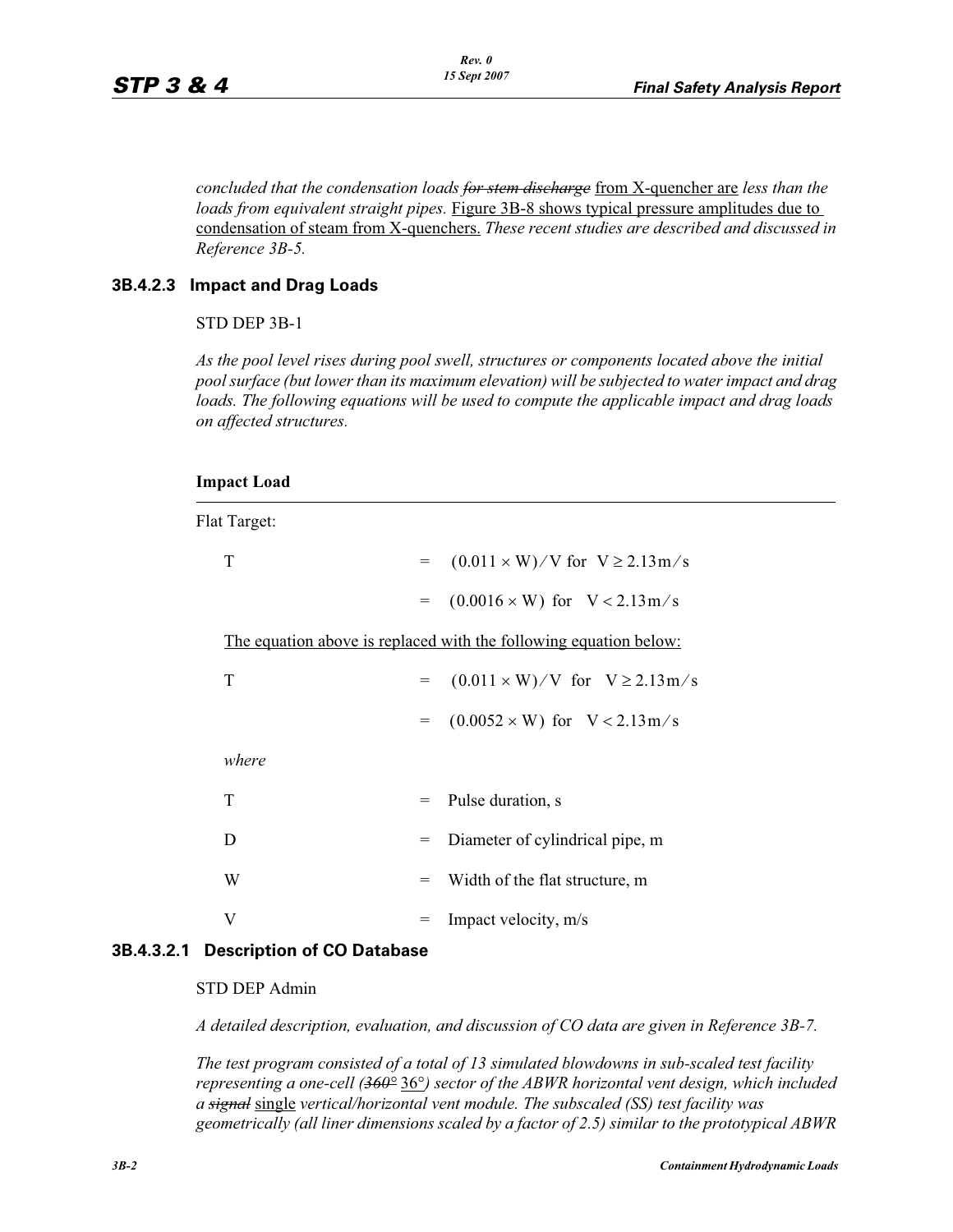*concluded that the condensation loads* ~~*for stem discharge*~~ from X-quencher are *less than the loads from equivalent straight pipes.* Figure 3B-8 shows typical pressure amplitudes due to condensation of steam from X-quenchers. *These recent studies are described and discussed in Reference 3B-5.*

### 3B.4.2.3 Impact and Drag Loads

STD DEP 3B-1

*As the pool level rises during pool swell, structures or components located above the initial pool surface (but lower than its maximum elevation) will be subjected to water impact and drag loads. The following equations will be used to compute the applicable impact and drag loads on affected structures.*

**Impact Load**

Flat Target:

$$T = (0.011 \times W)/V \text{ for } V \geq 2.13\,\text{m/s}$$

$$= (0.0016 \times W) \text{ for } V < 2.13\,\text{m/s}$$

The equation above is replaced with the following equation below:

$$T = (0.011 \times W)/V \text{ for } V \geq 2.13\,\text{m/s}$$

$$= (0.0052 \times W) \text{ for } V < 2.13\,\text{m/s}$$

*where*

T = Pulse duration, s

D = Diameter of cylindrical pipe, m

W = Width of the flat structure, m

V = Impact velocity, m/s

### 3B.4.3.2.1 Description of CO Database

STD DEP Admin

*A detailed description, evaluation, and discussion of CO data are given in Reference 3B-7.*

*The test program consisted of a total of 13 simulated blowdowns in sub-scaled test facility representing a one-cell (~~360°~~* 36°*) sector of the ABWR horizontal vent design, which included a* ~~*signal*~~ single *vertical/horizontal vent module. The subscaled (SS) test facility was geometrically (all liner dimensions scaled by a factor of 2.5) similar to the prototypical ABWR*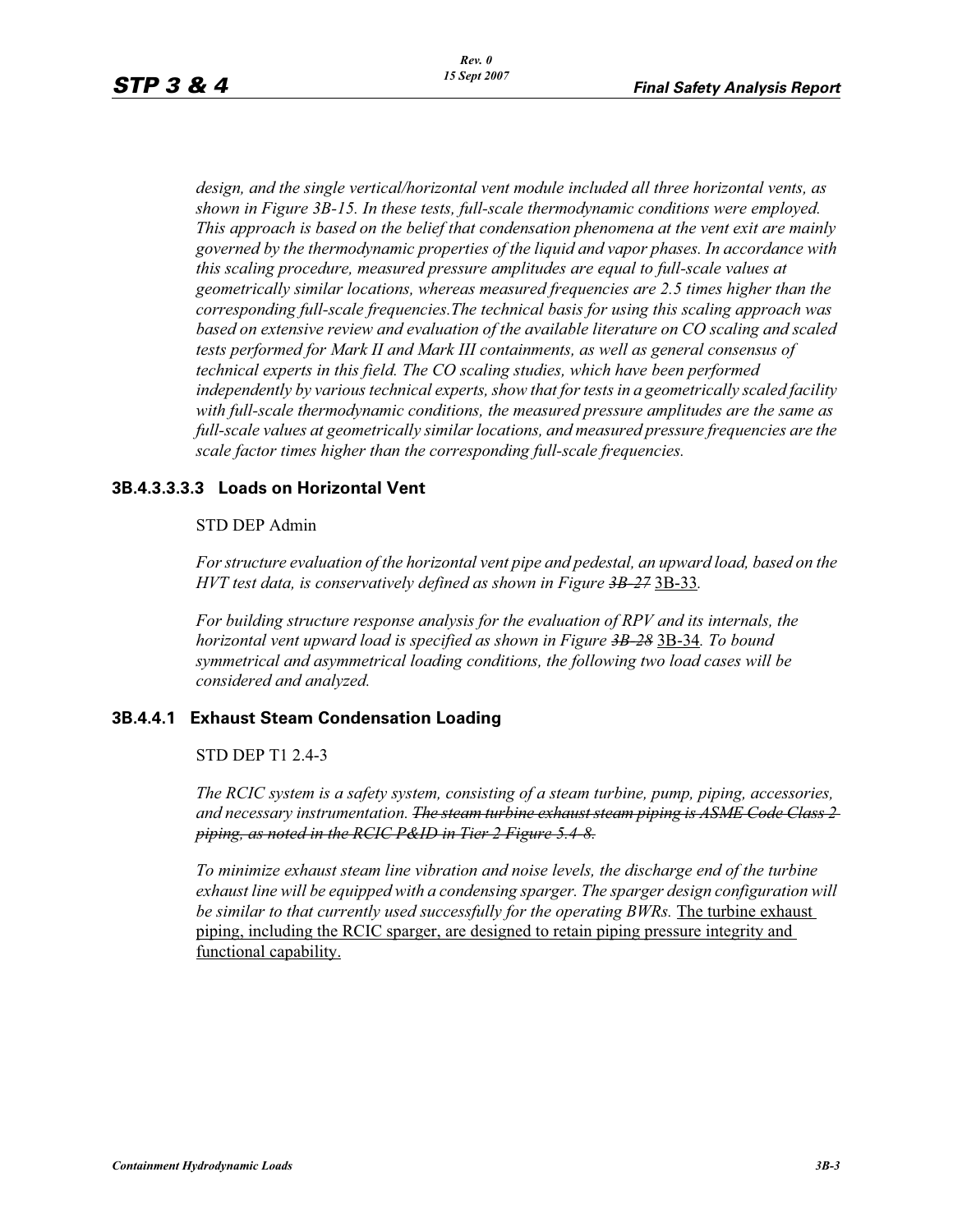*design, and the single vertical/horizontal vent module included all three horizontal vents, as shown in Figure 3B-15. In these tests, full-scale thermodynamic conditions were employed. This approach is based on the belief that condensation phenomena at the vent exit are mainly governed by the thermodynamic properties of the liquid and vapor phases. In accordance with this scaling procedure, measured pressure amplitudes are equal to full-scale values at geometrically similar locations, whereas measured frequencies are 2.5 times higher than the corresponding full-scale frequencies.The technical basis for using this scaling approach was based on extensive review and evaluation of the available literature on CO scaling and scaled tests performed for Mark II and Mark III containments, as well as general consensus of technical experts in this field. The CO scaling studies, which have been performed independently by various technical experts, show that for tests in a geometrically scaled facility with full-scale thermodynamic conditions, the measured pressure amplitudes are the same as full-scale values at geometrically similar locations, and measured pressure frequencies are the scale factor times higher than the corresponding full-scale frequencies.*

### 3B.4.3.3.3.3 Loads on Horizontal Vent

STD DEP Admin

*For structure evaluation of the horizontal vent pipe and pedestal, an upward load, based on the HVT test data, is conservatively defined as shown in Figure ~~3B-27~~* 3B-33*.*

*For building structure response analysis for the evaluation of RPV and its internals, the horizontal vent upward load is specified as shown in Figure ~~3B-28~~* 3B-34*. To bound symmetrical and asymmetrical loading conditions, the following two load cases will be considered and analyzed.*

### 3B.4.4.1 Exhaust Steam Condensation Loading

STD DEP T1 2.4-3

*The RCIC system is a safety system, consisting of a steam turbine, pump, piping, accessories, and necessary instrumentation. ~~The steam turbine exhaust steam piping is ASME Code Class 2 piping, as noted in the RCIC P&ID in Tier 2 Figure 5.4-8.~~*

*To minimize exhaust steam line vibration and noise levels, the discharge end of the turbine exhaust line will be equipped with a condensing sparger. The sparger design configuration will be similar to that currently used successfully for the operating BWRs.* The turbine exhaust piping, including the RCIC sparger, are designed to retain piping pressure integrity and functional capability.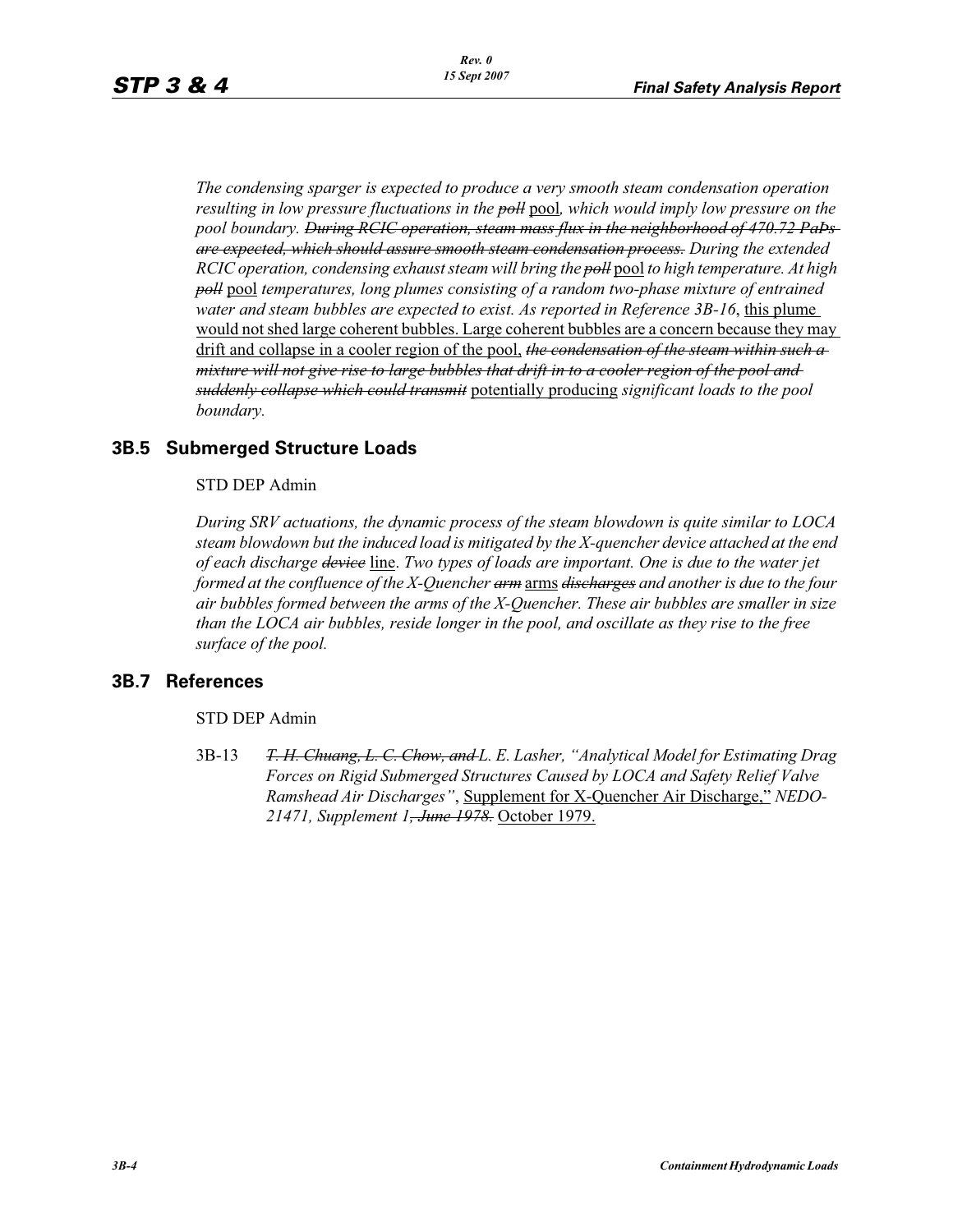*The condensing sparger is expected to produce a very smooth steam condensation operation resulting in low pressure fluctuations in the* ~~*poll*~~ pool*, which would imply low pressure on the pool boundary.* ~~*During RCIC operation, steam mass flux in the neighborhood of 470.72 PaPs are expected, which should assure smooth steam condensation process.*~~ *During the extended RCIC operation, condensing exhaust steam will bring the* ~~*poll*~~ pool *to high temperature. At high* ~~*poll*~~ pool *temperatures, long plumes consisting of a random two-phase mixture of entrained water and steam bubbles are expected to exist. As reported in Reference 3B-16*, this plume would not shed large coherent bubbles. Large coherent bubbles are a concern because they may drift and collapse in a cooler region of the pool, ~~*the condensation of the steam within such a mixture will not give rise to large bubbles that drift in to a cooler region of the pool and suddenly collapse which could transmit*~~ potentially producing *significant loads to the pool boundary.*

## 3B.5 Submerged Structure Loads

STD DEP Admin

*During SRV actuations, the dynamic process of the steam blowdown is quite similar to LOCA steam blowdown but the induced load is mitigated by the X-quencher device attached at the end of each discharge* ~~*device*~~ line. *Two types of loads are important. One is due to the water jet formed at the confluence of the X-Quencher* ~~*arm*~~ arms ~~*discharges*~~ *and another is due to the four air bubbles formed between the arms of the X-Quencher. These air bubbles are smaller in size than the LOCA air bubbles, reside longer in the pool, and oscillate as they rise to the free surface of the pool.*

## 3B.7 References

STD DEP Admin

3B-13 ~~*T. H. Chuang, L. C. Chow, and*~~ *L. E. Lasher, "Analytical Model for Estimating Drag Forces on Rigid Submerged Structures Caused by LOCA and Safety Relief Valve Ramshead Air Discharges"*, Supplement for X-Quencher Air Discharge," *NEDO-21471, Supplement 1*~~*, June 1978.*~~ October 1979.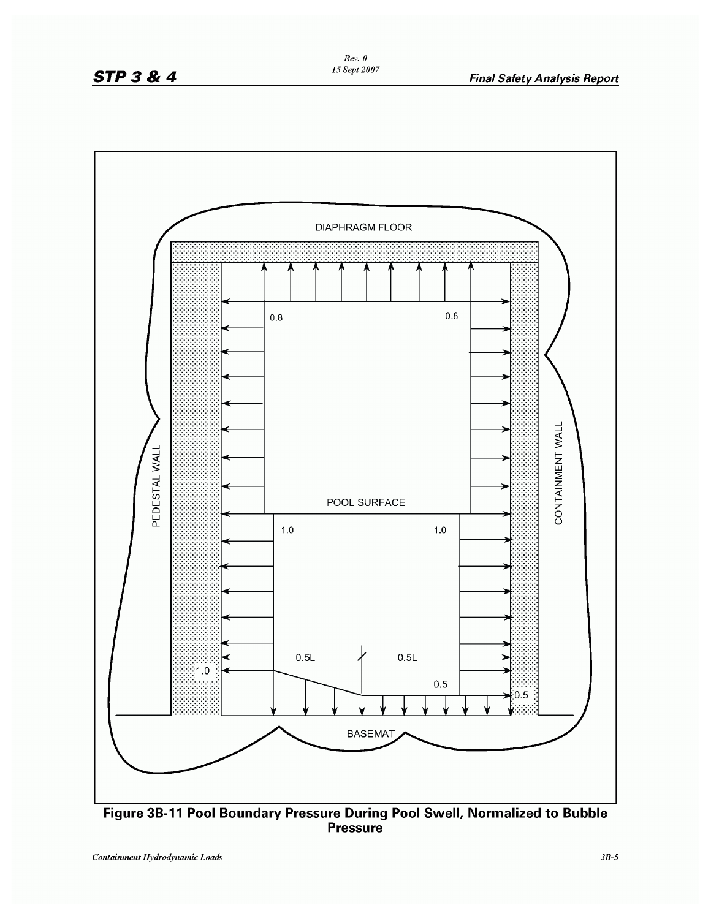DIAPHRAGM FLOOR

0.8 0.8

PEDESTAL WALL

CONTAINMENT WALL

POOL SURFACE

1.0 1.0

0.5L 0.5L

1.0

0.5

0.5

BASEMAT

**Figure 3B-11 Pool Boundary Pressure During Pool Swell, Normalized to Bubble Pressure**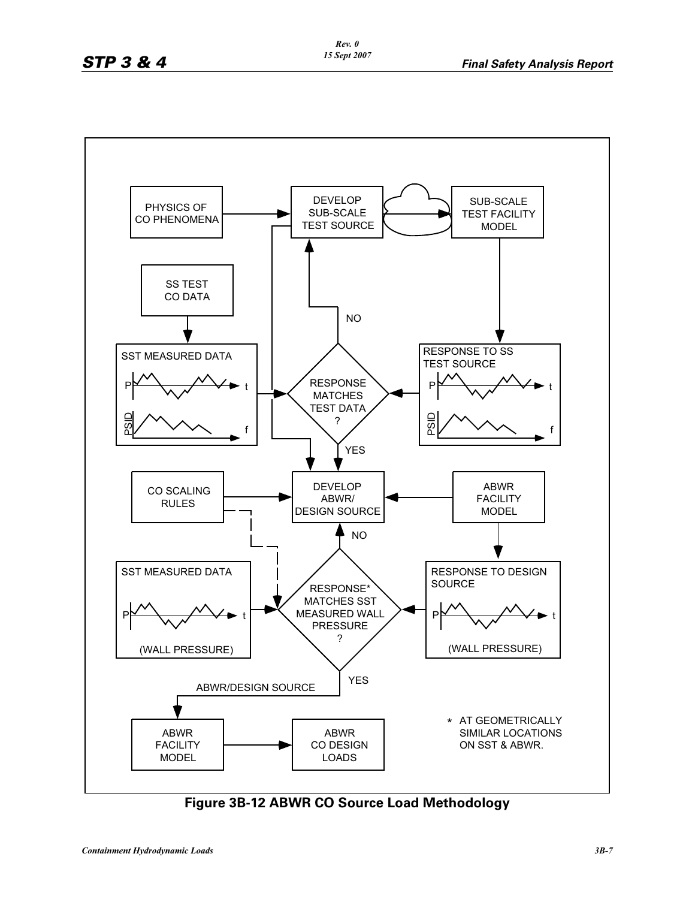PHYSICS OF CO PHENOMENA

DEVELOP SUB-SCALE TEST SOURCE

SUB-SCALE TEST FACILITY MODEL

SS TEST CO DATA

SST MEASURED DATA

P t

PSID f

NO

RESPONSE MATCHES TEST DATA ?

RESPONSE TO SS TEST SOURCE

P t

PSID f

YES

CO SCALING RULES

DEVELOP ABWR/ DESIGN SOURCE

ABWR FACILITY MODEL

NO

SST MEASURED DATA

P t

(WALL PRESSURE)

RESPONSE* MATCHES SST MEASURED WALL PRESSURE ?

RESPONSE TO DESIGN SOURCE

P t

(WALL PRESSURE)

YES

ABWR/DESIGN SOURCE

ABWR FACILITY MODEL

ABWR CO DESIGN LOADS

* AT GEOMETRICALLY SIMILAR LOCATIONS ON SST & ABWR.

**Figure 3B-12 ABWR CO Source Load Methodology**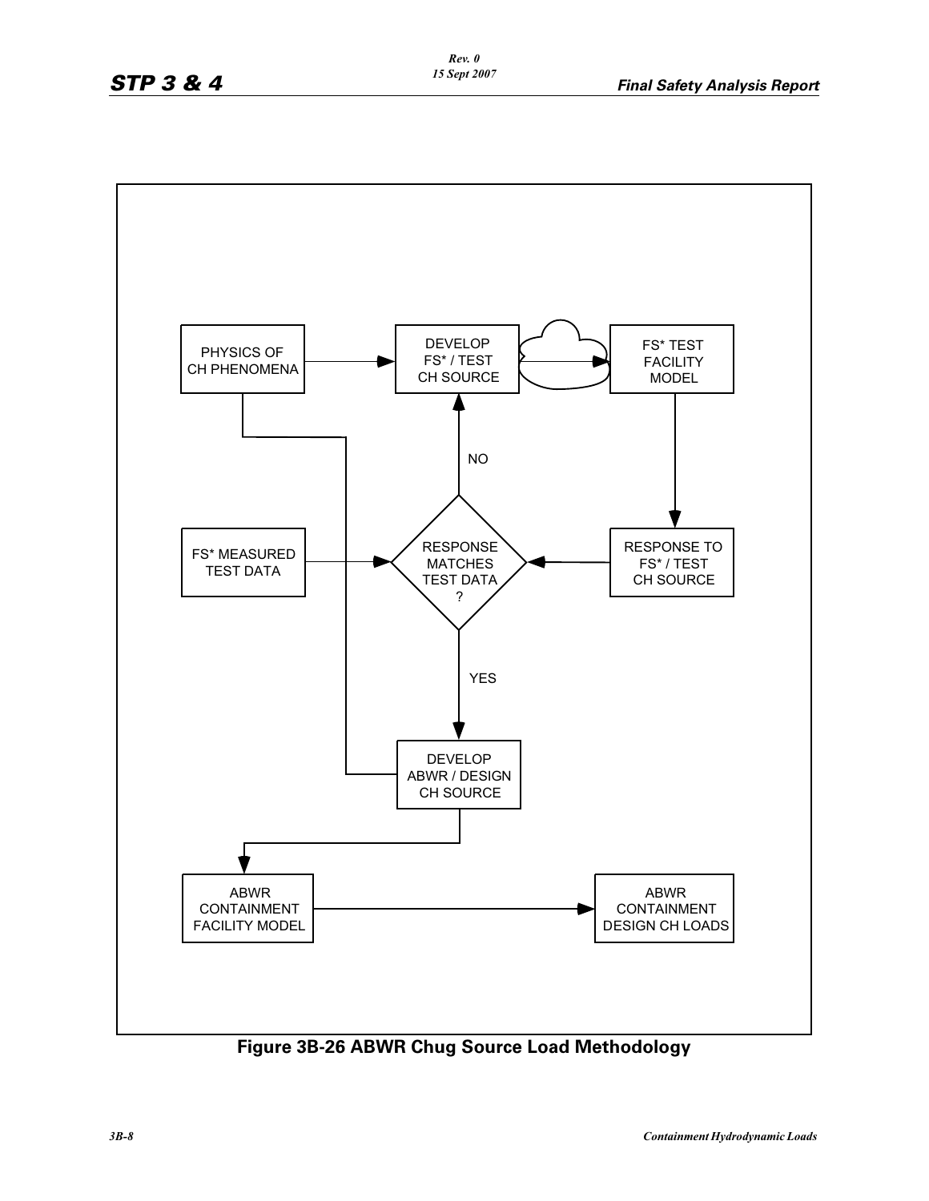PHYSICS OF CH PHENOMENA

DEVELOP FS* / TEST CH SOURCE

FS* TEST FACILITY MODEL

NO

FS* MEASURED TEST DATA

RESPONSE MATCHES TEST DATA ?

RESPONSE TO FS* / TEST CH SOURCE

YES

DEVELOP ABWR / DESIGN CH SOURCE

ABWR CONTAINMENT FACILITY MODEL

ABWR CONTAINMENT DESIGN CH LOADS

**Figure 3B-26 ABWR Chug Source Load Methodology**